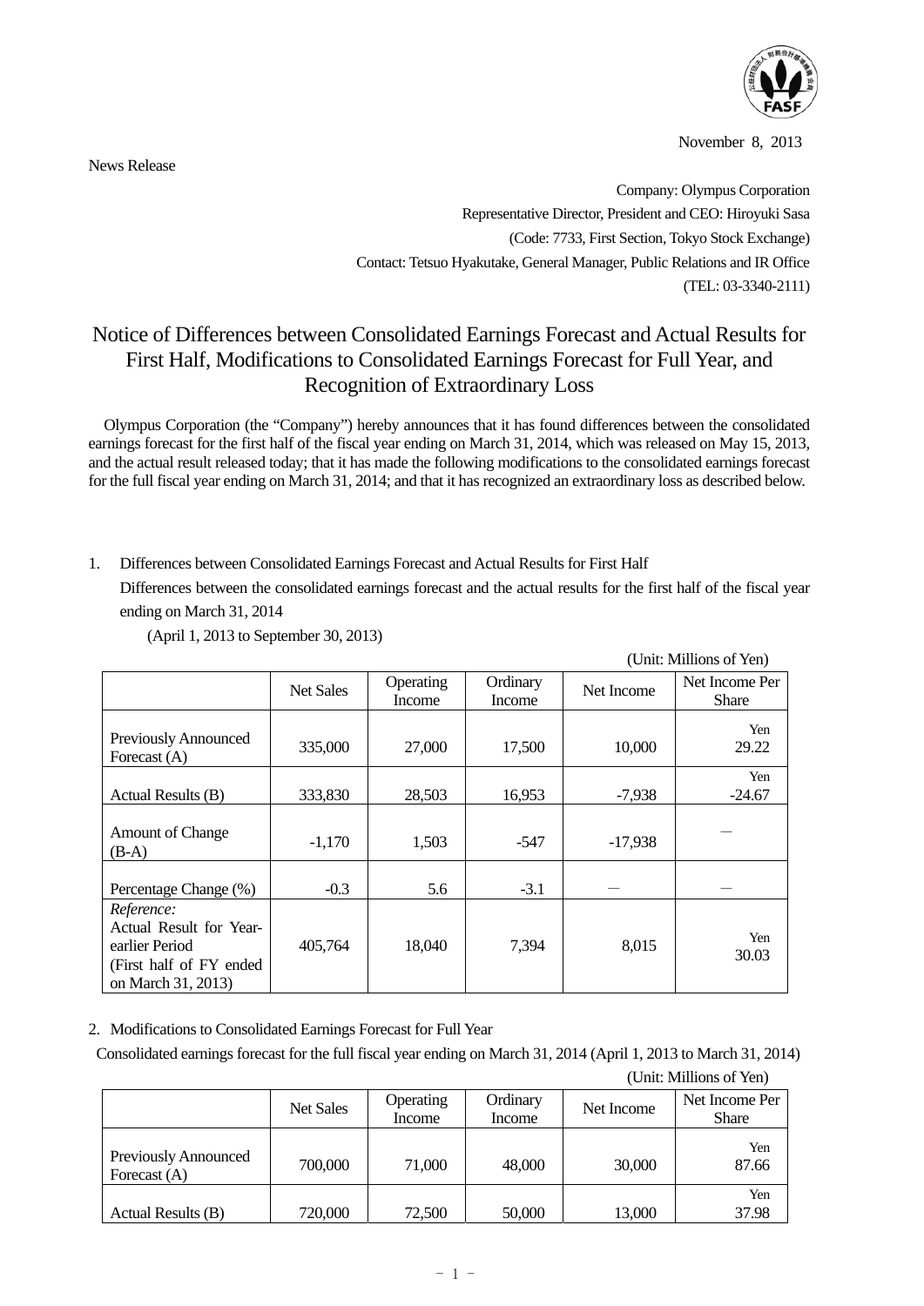November 8, 2013

News Release

Company: Olympus Corporation
Representative Director, President and CEO: Hiroyuki Sasa
(Code: 7733, First Section, Tokyo Stock Exchange)
Contact: Tetsuo Hyakutake, General Manager, Public Relations and IR Office
(TEL: 03-3340-2111)

# Notice of Differences between Consolidated Earnings Forecast and Actual Results for First Half, Modifications to Consolidated Earnings Forecast for Full Year, and Recognition of Extraordinary Loss

Olympus Corporation (the "Company") hereby announces that it has found differences between the consolidated earnings forecast for the first half of the fiscal year ending on March 31, 2014, which was released on May 15, 2013, and the actual result released today; that it has made the following modifications to the consolidated earnings forecast for the full fiscal year ending on March 31, 2014; and that it has recognized an extraordinary loss as described below.

1. Differences between Consolidated Earnings Forecast and Actual Results for First Half

   Differences between the consolidated earnings forecast and the actual results for the first half of the fiscal year ending on March 31, 2014

   (April 1, 2013 to September 30, 2013)

(Unit: Millions of Yen)

| | Net Sales | Operating Income | Ordinary Income | Net Income | Net Income Per Share |
|---|---|---|---|---|---|
| Previously Announced Forecast (A) | 335,000 | 27,000 | 17,500 | 10,000 | Yen 29.22 |
| Actual Results (B) | 333,830 | 28,503 | 16,953 | -7,938 | Yen -24.67 |
| Amount of Change (B-A) | -1,170 | 1,503 | -547 | -17,938 | — |
| Percentage Change (%) | -0.3 | 5.6 | -3.1 | — | — |
| *Reference:* Actual Result for Year-earlier Period (First half of FY ended on March 31, 2013) | 405,764 | 18,040 | 7,394 | 8,015 | Yen 30.03 |

2. Modifications to Consolidated Earnings Forecast for Full Year

Consolidated earnings forecast for the full fiscal year ending on March 31, 2014 (April 1, 2013 to March 31, 2014)

(Unit: Millions of Yen)

| | Net Sales | Operating Income | Ordinary Income | Net Income | Net Income Per Share |
|---|---|---|---|---|---|
| Previously Announced Forecast (A) | 700,000 | 71,000 | 48,000 | 30,000 | Yen 87.66 |
| Actual Results (B) | 720,000 | 72,500 | 50,000 | 13,000 | Yen 37.98 |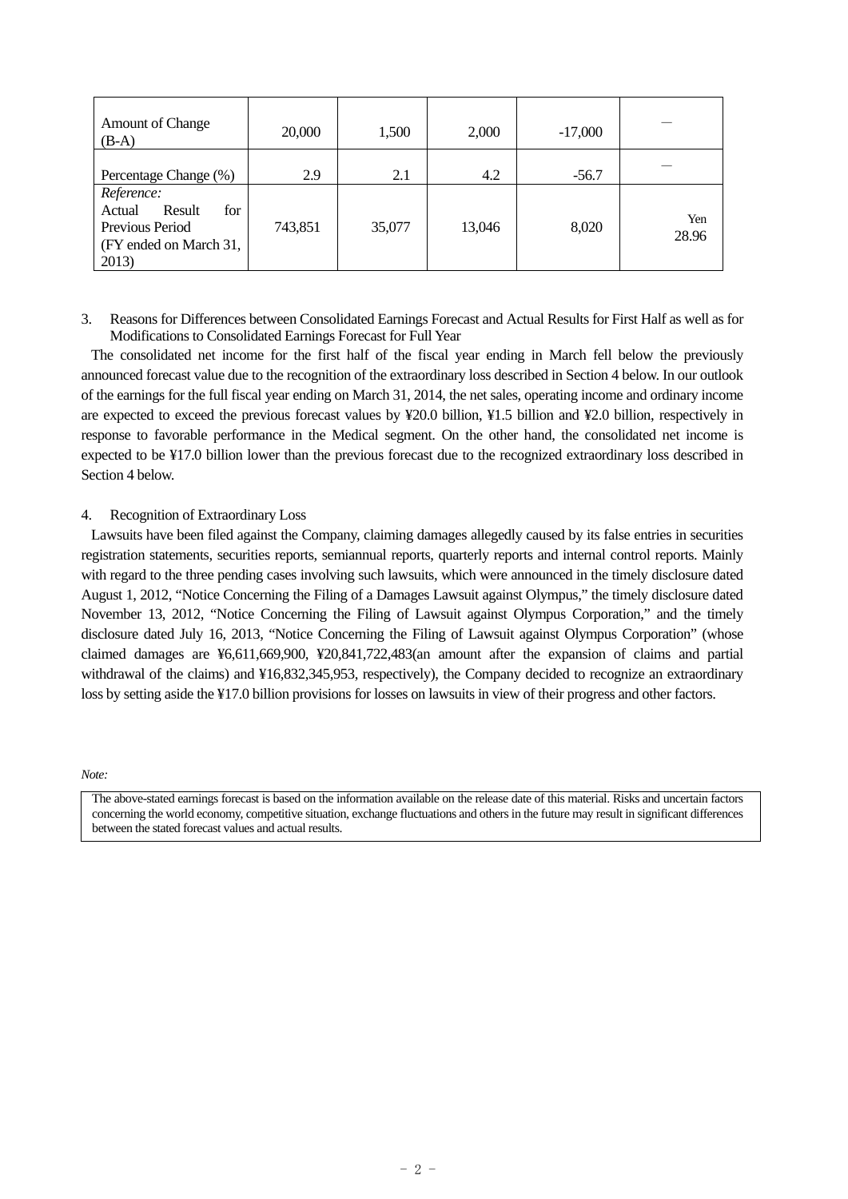| | | | | | |
|---|---|---|---|---|---|
| Amount of Change (B-A) | 20,000 | 1,500 | 2,000 | -17,000 | — |
| Percentage Change (%) | 2.9 | 2.1 | 4.2 | -56.7 | — |
| *Reference:* Actual Result for Previous Period (FY ended on March 31, 2013) | 743,851 | 35,077 | 13,046 | 8,020 | Yen 28.96 |

3. Reasons for Differences between Consolidated Earnings Forecast and Actual Results for First Half as well as for Modifications to Consolidated Earnings Forecast for Full Year

The consolidated net income for the first half of the fiscal year ending in March fell below the previously announced forecast value due to the recognition of the extraordinary loss described in Section 4 below. In our outlook of the earnings for the full fiscal year ending on March 31, 2014, the net sales, operating income and ordinary income are expected to exceed the previous forecast values by ¥20.0 billion, ¥1.5 billion and ¥2.0 billion, respectively in response to favorable performance in the Medical segment. On the other hand, the consolidated net income is expected to be ¥17.0 billion lower than the previous forecast due to the recognized extraordinary loss described in Section 4 below.

4. Recognition of Extraordinary Loss

Lawsuits have been filed against the Company, claiming damages allegedly caused by its false entries in securities registration statements, securities reports, semiannual reports, quarterly reports and internal control reports. Mainly with regard to the three pending cases involving such lawsuits, which were announced in the timely disclosure dated August 1, 2012, "Notice Concerning the Filing of a Damages Lawsuit against Olympus," the timely disclosure dated November 13, 2012, "Notice Concerning the Filing of Lawsuit against Olympus Corporation," and the timely disclosure dated July 16, 2013, "Notice Concerning the Filing of Lawsuit against Olympus Corporation" (whose claimed damages are ¥6,611,669,900, ¥20,841,722,483(an amount after the expansion of claims and partial withdrawal of the claims) and ¥16,832,345,953, respectively), the Company decided to recognize an extraordinary loss by setting aside the ¥17.0 billion provisions for losses on lawsuits in view of their progress and other factors.

*Note:*

The above-stated earnings forecast is based on the information available on the release date of this material. Risks and uncertain factors concerning the world economy, competitive situation, exchange fluctuations and others in the future may result in significant differences between the stated forecast values and actual results.